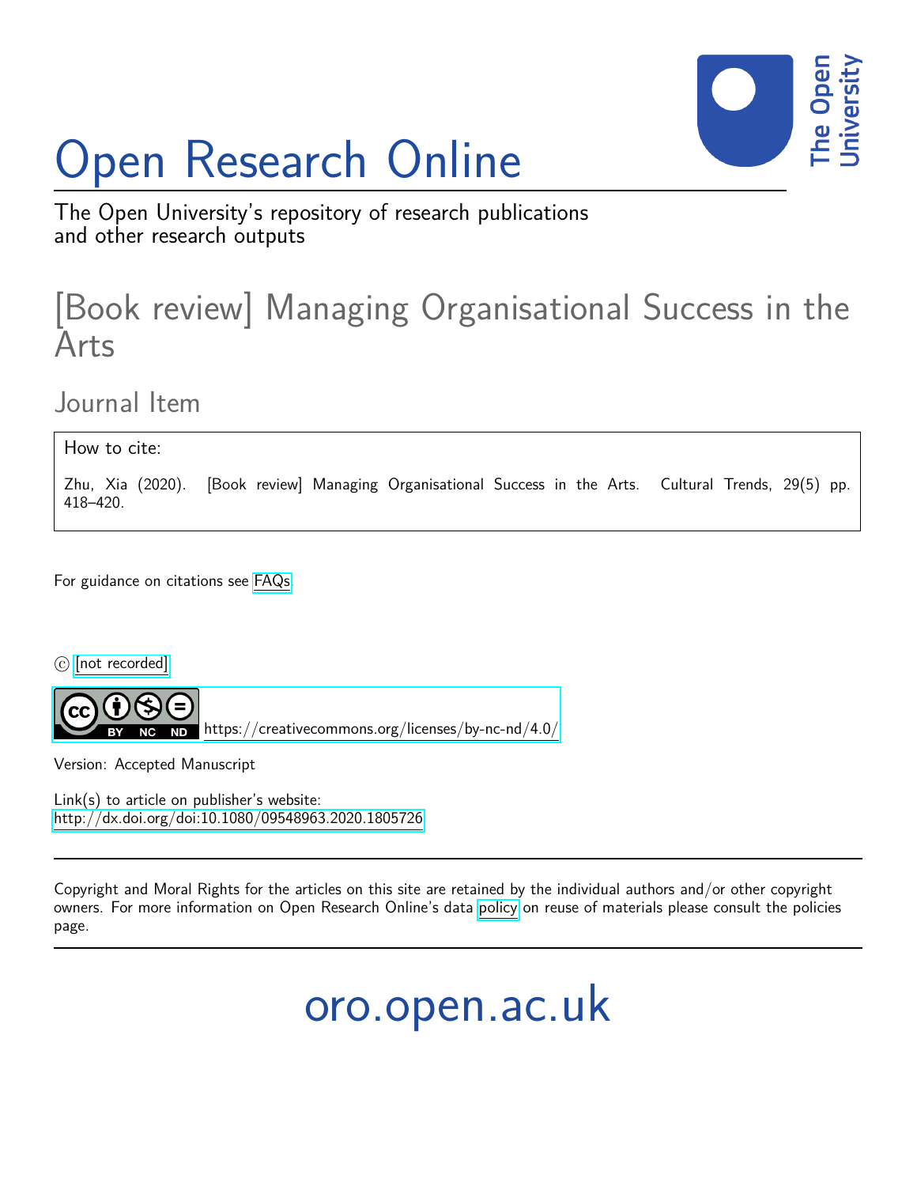# Open Research Online

The Open University's repository of research publications and other research outputs

## [Book review] Managing Organisational Success in the Arts

### Journal Item

How to cite:

Zhu, Xia (2020). [Book review] Managing Organisational Success in the Arts. Cultural Trends, 29(5) pp. 418–420.

For guidance on citations see FAQs.

© [not recorded]

https://creativecommons.org/licenses/by-nc-nd/4.0/

Version: Accepted Manuscript

Link(s) to article on publisher's website:
http://dx.doi.org/doi:10.1080/09548963.2020.1805726

Copyright and Moral Rights for the articles on this site are retained by the individual authors and/or other copyright owners. For more information on Open Research Online's data policy on reuse of materials please consult the policies page.

oro.open.ac.uk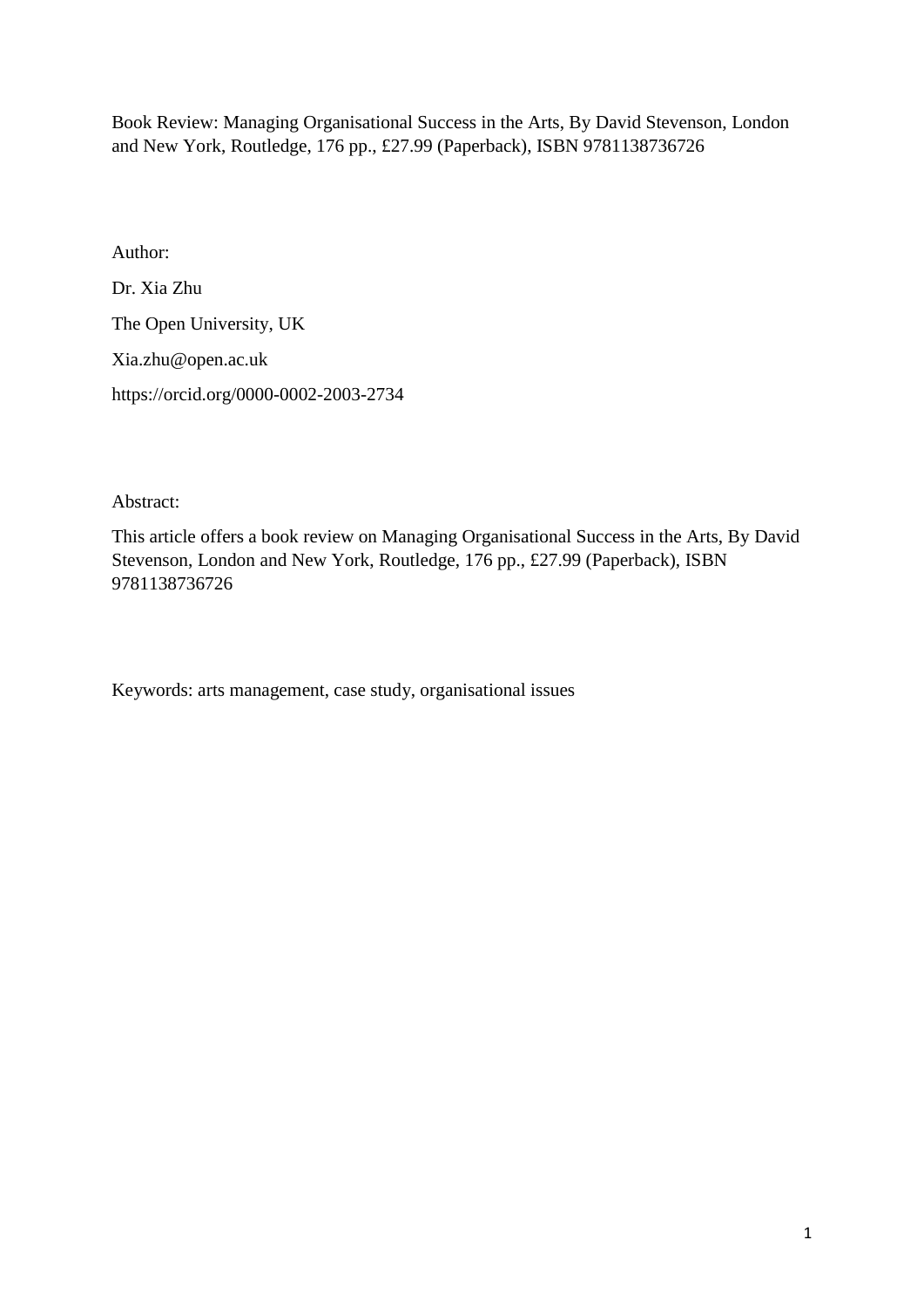Book Review: Managing Organisational Success in the Arts, By David Stevenson, London and New York, Routledge, 176 pp., £27.99 (Paperback), ISBN 9781138736726

Author:

Dr. Xia Zhu

The Open University, UK

Xia.zhu@open.ac.uk

https://orcid.org/0000-0002-2003-2734

Abstract:

This article offers a book review on Managing Organisational Success in the Arts, By David Stevenson, London and New York, Routledge, 176 pp., £27.99 (Paperback), ISBN 9781138736726

Keywords: arts management, case study, organisational issues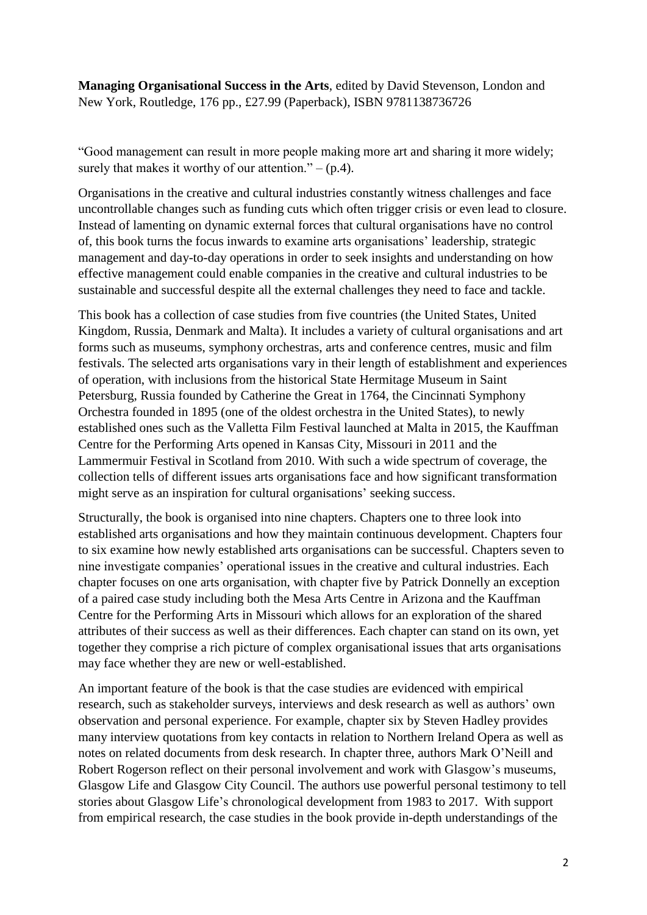**Managing Organisational Success in the Arts**, edited by David Stevenson, London and New York, Routledge, 176 pp., £27.99 (Paperback), ISBN 9781138736726

"Good management can result in more people making more art and sharing it more widely; surely that makes it worthy of our attention." – (p.4).

Organisations in the creative and cultural industries constantly witness challenges and face uncontrollable changes such as funding cuts which often trigger crisis or even lead to closure. Instead of lamenting on dynamic external forces that cultural organisations have no control of, this book turns the focus inwards to examine arts organisations' leadership, strategic management and day-to-day operations in order to seek insights and understanding on how effective management could enable companies in the creative and cultural industries to be sustainable and successful despite all the external challenges they need to face and tackle.

This book has a collection of case studies from five countries (the United States, United Kingdom, Russia, Denmark and Malta). It includes a variety of cultural organisations and art forms such as museums, symphony orchestras, arts and conference centres, music and film festivals. The selected arts organisations vary in their length of establishment and experiences of operation, with inclusions from the historical State Hermitage Museum in Saint Petersburg, Russia founded by Catherine the Great in 1764, the Cincinnati Symphony Orchestra founded in 1895 (one of the oldest orchestra in the United States), to newly established ones such as the Valletta Film Festival launched at Malta in 2015, the Kauffman Centre for the Performing Arts opened in Kansas City, Missouri in 2011 and the Lammermuir Festival in Scotland from 2010. With such a wide spectrum of coverage, the collection tells of different issues arts organisations face and how significant transformation might serve as an inspiration for cultural organisations' seeking success.

Structurally, the book is organised into nine chapters. Chapters one to three look into established arts organisations and how they maintain continuous development. Chapters four to six examine how newly established arts organisations can be successful. Chapters seven to nine investigate companies' operational issues in the creative and cultural industries. Each chapter focuses on one arts organisation, with chapter five by Patrick Donnelly an exception of a paired case study including both the Mesa Arts Centre in Arizona and the Kauffman Centre for the Performing Arts in Missouri which allows for an exploration of the shared attributes of their success as well as their differences. Each chapter can stand on its own, yet together they comprise a rich picture of complex organisational issues that arts organisations may face whether they are new or well-established.

An important feature of the book is that the case studies are evidenced with empirical research, such as stakeholder surveys, interviews and desk research as well as authors' own observation and personal experience. For example, chapter six by Steven Hadley provides many interview quotations from key contacts in relation to Northern Ireland Opera as well as notes on related documents from desk research. In chapter three, authors Mark O'Neill and Robert Rogerson reflect on their personal involvement and work with Glasgow's museums, Glasgow Life and Glasgow City Council. The authors use powerful personal testimony to tell stories about Glasgow Life's chronological development from 1983 to 2017. With support from empirical research, the case studies in the book provide in-depth understandings of the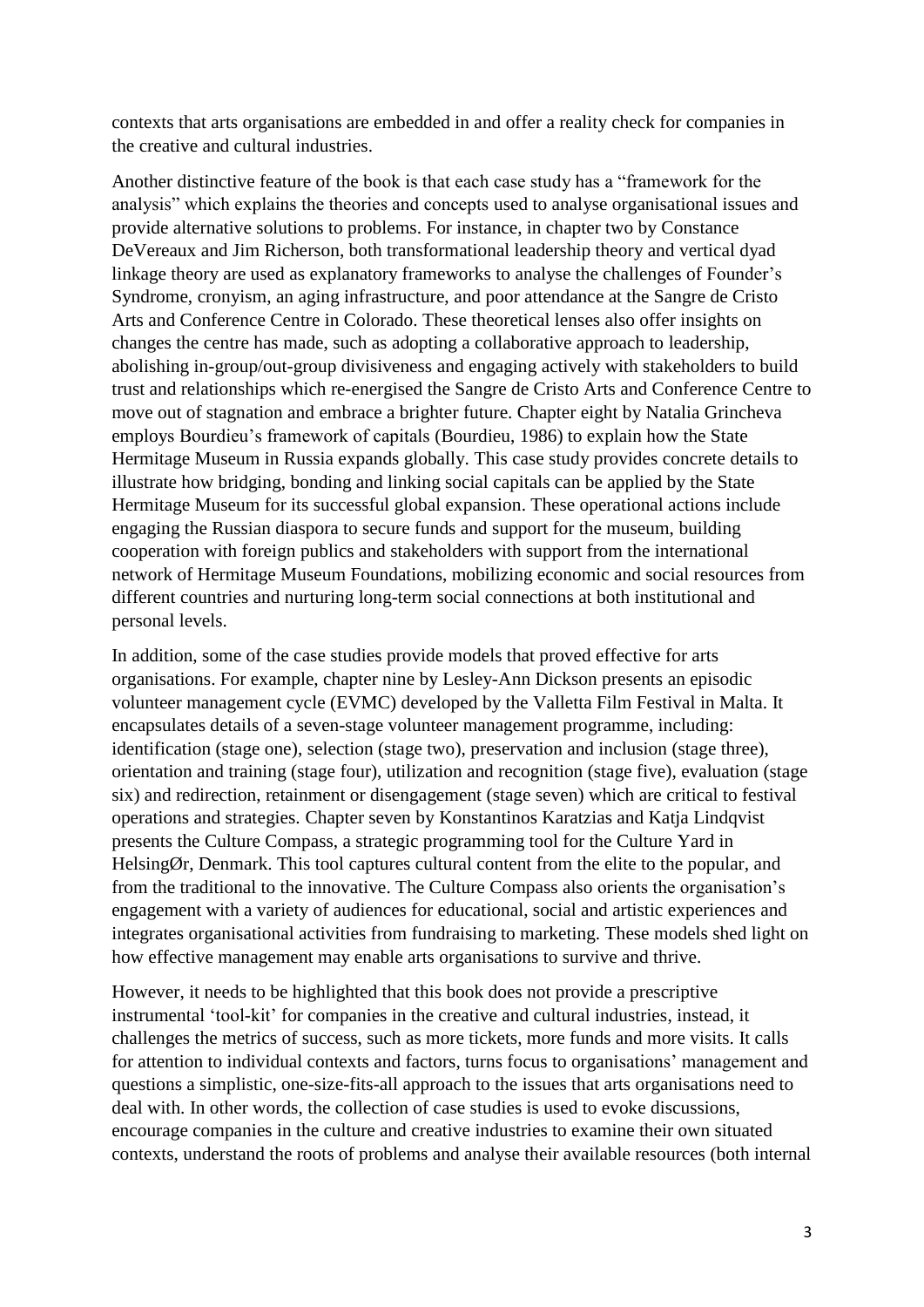contexts that arts organisations are embedded in and offer a reality check for companies in the creative and cultural industries.

Another distinctive feature of the book is that each case study has a "framework for the analysis" which explains the theories and concepts used to analyse organisational issues and provide alternative solutions to problems. For instance, in chapter two by Constance DeVereaux and Jim Richerson, both transformational leadership theory and vertical dyad linkage theory are used as explanatory frameworks to analyse the challenges of Founder's Syndrome, cronyism, an aging infrastructure, and poor attendance at the Sangre de Cristo Arts and Conference Centre in Colorado. These theoretical lenses also offer insights on changes the centre has made, such as adopting a collaborative approach to leadership, abolishing in-group/out-group divisiveness and engaging actively with stakeholders to build trust and relationships which re-energised the Sangre de Cristo Arts and Conference Centre to move out of stagnation and embrace a brighter future. Chapter eight by Natalia Grincheva employs Bourdieu's framework of capitals (Bourdieu, 1986) to explain how the State Hermitage Museum in Russia expands globally. This case study provides concrete details to illustrate how bridging, bonding and linking social capitals can be applied by the State Hermitage Museum for its successful global expansion. These operational actions include engaging the Russian diaspora to secure funds and support for the museum, building cooperation with foreign publics and stakeholders with support from the international network of Hermitage Museum Foundations, mobilizing economic and social resources from different countries and nurturing long-term social connections at both institutional and personal levels.

In addition, some of the case studies provide models that proved effective for arts organisations. For example, chapter nine by Lesley-Ann Dickson presents an episodic volunteer management cycle (EVMC) developed by the Valletta Film Festival in Malta. It encapsulates details of a seven-stage volunteer management programme, including: identification (stage one), selection (stage two), preservation and inclusion (stage three), orientation and training (stage four), utilization and recognition (stage five), evaluation (stage six) and redirection, retainment or disengagement (stage seven) which are critical to festival operations and strategies. Chapter seven by Konstantinos Karatzias and Katja Lindqvist presents the Culture Compass, a strategic programming tool for the Culture Yard in HelsingØr, Denmark. This tool captures cultural content from the elite to the popular, and from the traditional to the innovative. The Culture Compass also orients the organisation's engagement with a variety of audiences for educational, social and artistic experiences and integrates organisational activities from fundraising to marketing. These models shed light on how effective management may enable arts organisations to survive and thrive.

However, it needs to be highlighted that this book does not provide a prescriptive instrumental 'tool-kit' for companies in the creative and cultural industries, instead, it challenges the metrics of success, such as more tickets, more funds and more visits. It calls for attention to individual contexts and factors, turns focus to organisations' management and questions a simplistic, one-size-fits-all approach to the issues that arts organisations need to deal with. In other words, the collection of case studies is used to evoke discussions, encourage companies in the culture and creative industries to examine their own situated contexts, understand the roots of problems and analyse their available resources (both internal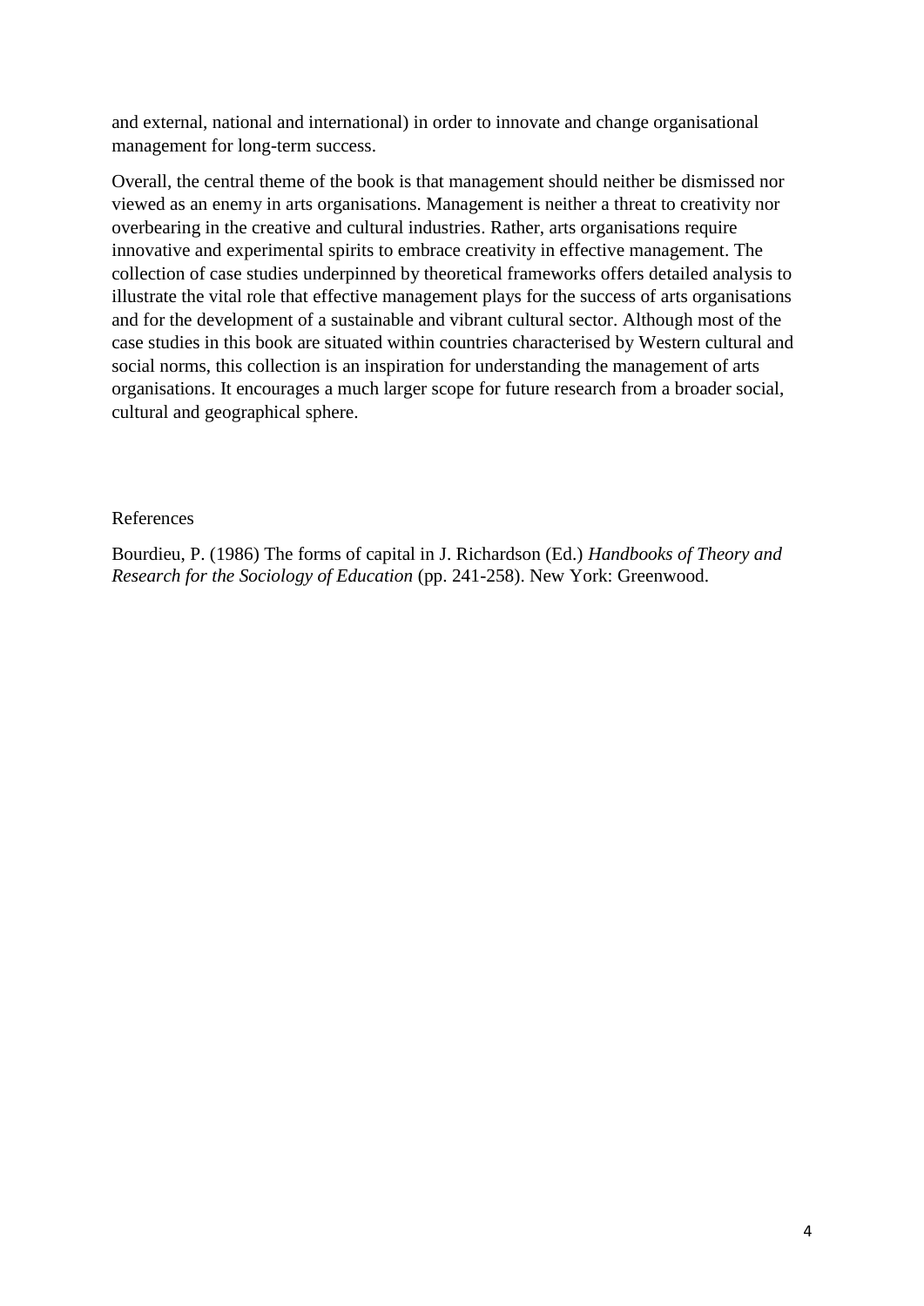and external, national and international) in order to innovate and change organisational management for long-term success.

Overall, the central theme of the book is that management should neither be dismissed nor viewed as an enemy in arts organisations. Management is neither a threat to creativity nor overbearing in the creative and cultural industries. Rather, arts organisations require innovative and experimental spirits to embrace creativity in effective management. The collection of case studies underpinned by theoretical frameworks offers detailed analysis to illustrate the vital role that effective management plays for the success of arts organisations and for the development of a sustainable and vibrant cultural sector. Although most of the case studies in this book are situated within countries characterised by Western cultural and social norms, this collection is an inspiration for understanding the management of arts organisations. It encourages a much larger scope for future research from a broader social, cultural and geographical sphere.

References

Bourdieu, P. (1986) The forms of capital in J. Richardson (Ed.) *Handbooks of Theory and Research for the Sociology of Education* (pp. 241-258). New York: Greenwood.